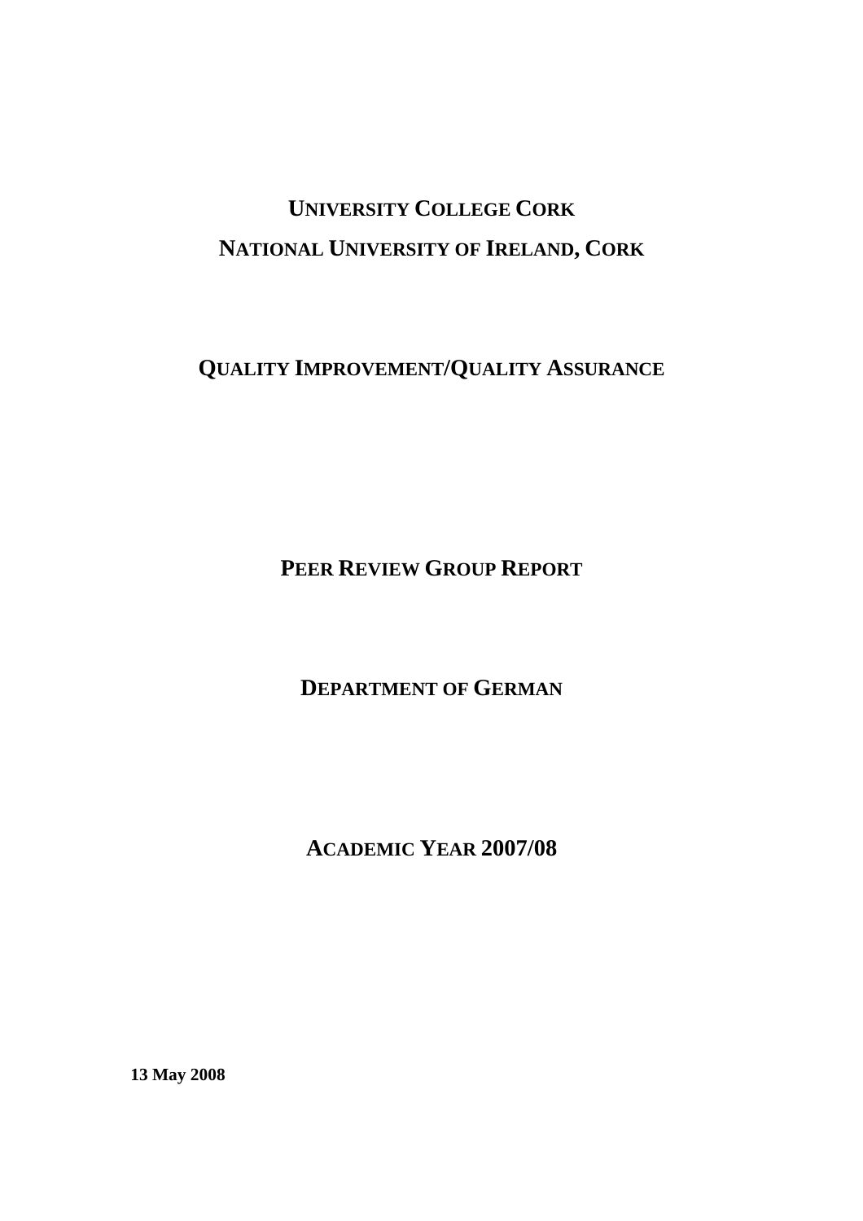# UNIVERSITY COLLEGE CORK

# NATIONAL UNIVERSITY OF IRELAND, CORK

## QUALITY IMPROVEMENT/QUALITY ASSURANCE

## PEER REVIEW GROUP REPORT

## DEPARTMENT OF GERMAN

## ACADEMIC YEAR 2007/08

**13 May 2008**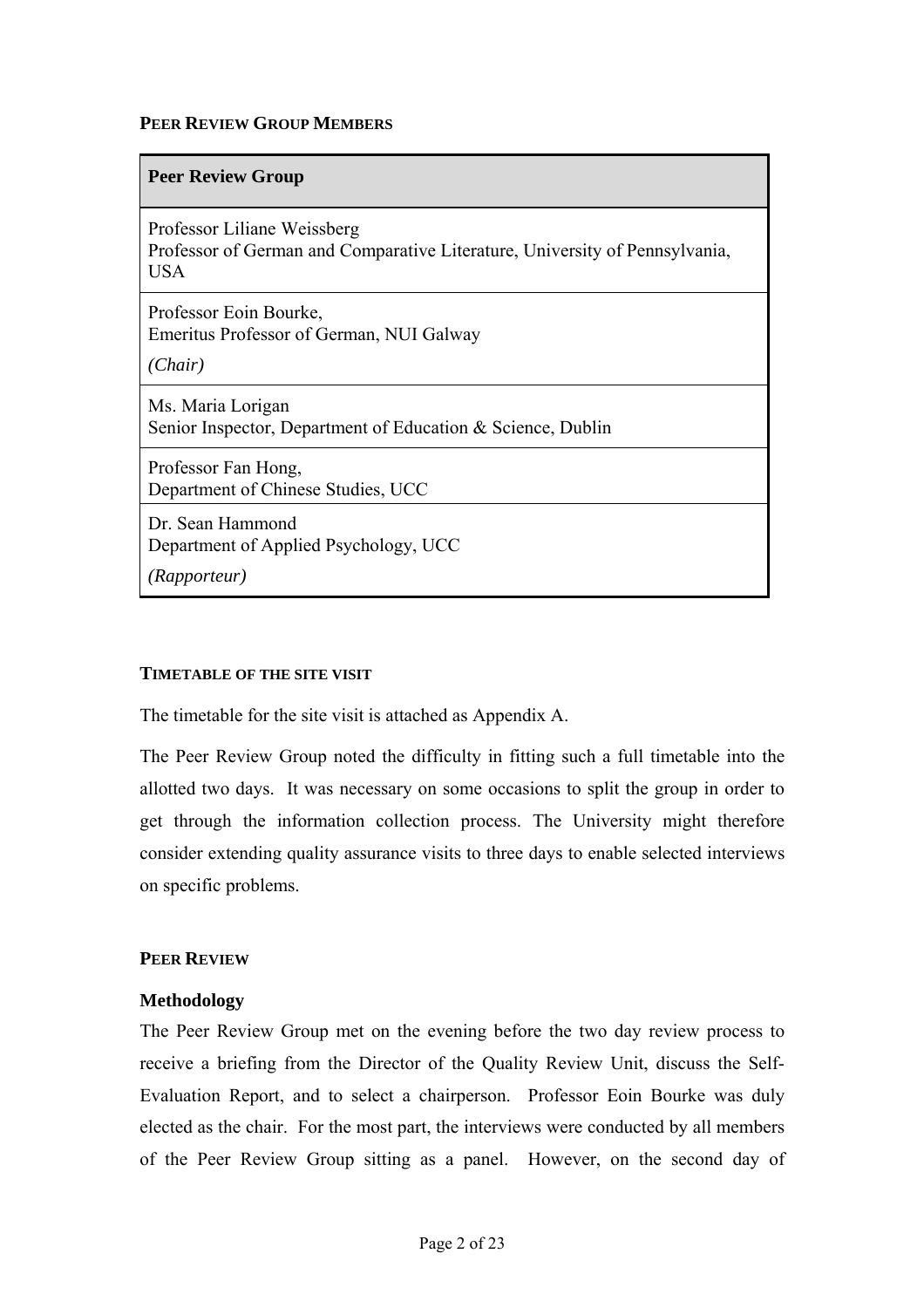## PEER REVIEW GROUP MEMBERS

| Peer Review Group |
|---|
| Professor Liliane Weissberg<br>Professor of German and Comparative Literature, University of Pennsylvania, USA |
| Professor Eoin Bourke,<br>Emeritus Professor of German, NUI Galway<br>*(Chair)* |
| Ms. Maria Lorigan<br>Senior Inspector, Department of Education & Science, Dublin |
| Professor Fan Hong,<br>Department of Chinese Studies, UCC |
| Dr. Sean Hammond<br>Department of Applied Psychology, UCC<br>*(Rapporteur)* |

## TIMETABLE OF THE SITE VISIT

The timetable for the site visit is attached as Appendix A.

The Peer Review Group noted the difficulty in fitting such a full timetable into the allotted two days. It was necessary on some occasions to split the group in order to get through the information collection process. The University might therefore consider extending quality assurance visits to three days to enable selected interviews on specific problems.

## PEER REVIEW

### Methodology

The Peer Review Group met on the evening before the two day review process to receive a briefing from the Director of the Quality Review Unit, discuss the Self-Evaluation Report, and to select a chairperson. Professor Eoin Bourke was duly elected as the chair. For the most part, the interviews were conducted by all members of the Peer Review Group sitting as a panel. However, on the second day of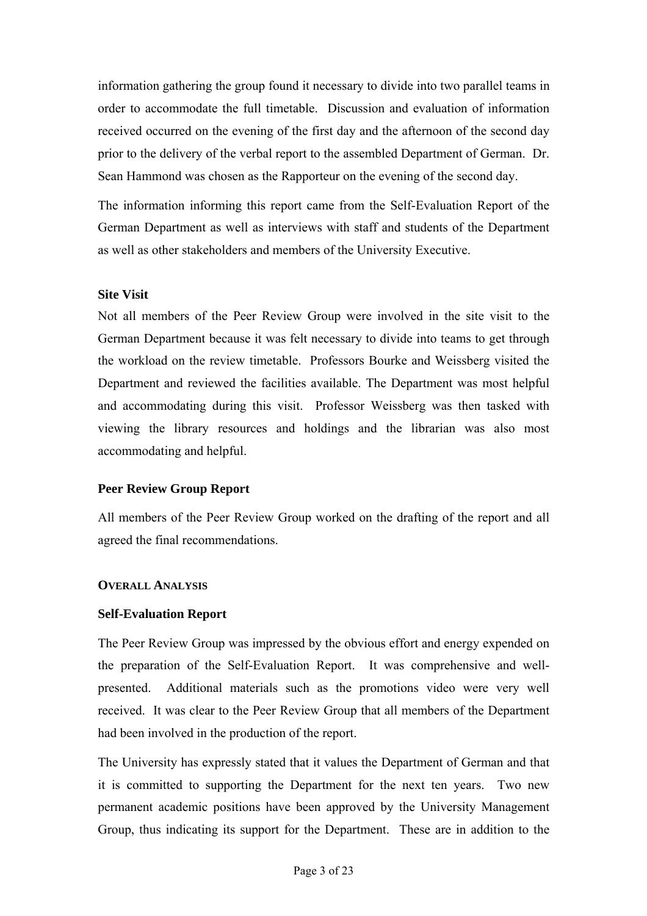information gathering the group found it necessary to divide into two parallel teams in order to accommodate the full timetable. Discussion and evaluation of information received occurred on the evening of the first day and the afternoon of the second day prior to the delivery of the verbal report to the assembled Department of German. Dr. Sean Hammond was chosen as the Rapporteur on the evening of the second day.

The information informing this report came from the Self-Evaluation Report of the German Department as well as interviews with staff and students of the Department as well as other stakeholders and members of the University Executive.

**Site Visit**

Not all members of the Peer Review Group were involved in the site visit to the German Department because it was felt necessary to divide into teams to get through the workload on the review timetable. Professors Bourke and Weissberg visited the Department and reviewed the facilities available. The Department was most helpful and accommodating during this visit. Professor Weissberg was then tasked with viewing the library resources and holdings and the librarian was also most accommodating and helpful.

**Peer Review Group Report**

All members of the Peer Review Group worked on the drafting of the report and all agreed the final recommendations.

## OVERALL ANALYSIS

**Self-Evaluation Report**

The Peer Review Group was impressed by the obvious effort and energy expended on the preparation of the Self-Evaluation Report. It was comprehensive and well-presented. Additional materials such as the promotions video were very well received. It was clear to the Peer Review Group that all members of the Department had been involved in the production of the report.

The University has expressly stated that it values the Department of German and that it is committed to supporting the Department for the next ten years. Two new permanent academic positions have been approved by the University Management Group, thus indicating its support for the Department. These are in addition to the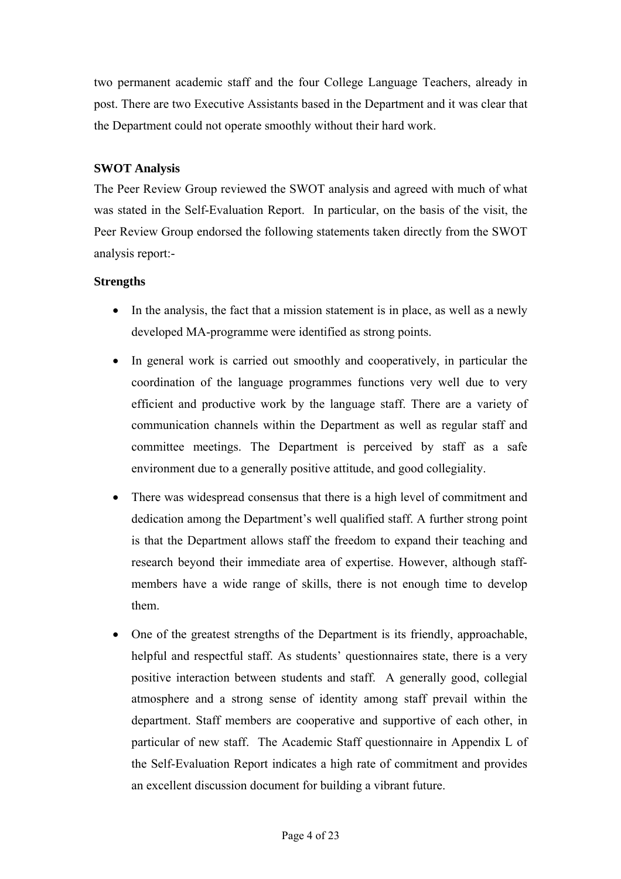two permanent academic staff and the four College Language Teachers, already in post. There are two Executive Assistants based in the Department and it was clear that the Department could not operate smoothly without their hard work.

**SWOT Analysis**

The Peer Review Group reviewed the SWOT analysis and agreed with much of what was stated in the Self-Evaluation Report. In particular, on the basis of the visit, the Peer Review Group endorsed the following statements taken directly from the SWOT analysis report:-

**Strengths**

- In the analysis, the fact that a mission statement is in place, as well as a newly developed MA-programme were identified as strong points.
- In general work is carried out smoothly and cooperatively, in particular the coordination of the language programmes functions very well due to very efficient and productive work by the language staff. There are a variety of communication channels within the Department as well as regular staff and committee meetings. The Department is perceived by staff as a safe environment due to a generally positive attitude, and good collegiality.
- There was widespread consensus that there is a high level of commitment and dedication among the Department's well qualified staff. A further strong point is that the Department allows staff the freedom to expand their teaching and research beyond their immediate area of expertise. However, although staff-members have a wide range of skills, there is not enough time to develop them.
- One of the greatest strengths of the Department is its friendly, approachable, helpful and respectful staff. As students' questionnaires state, there is a very positive interaction between students and staff. A generally good, collegial atmosphere and a strong sense of identity among staff prevail within the department. Staff members are cooperative and supportive of each other, in particular of new staff. The Academic Staff questionnaire in Appendix L of the Self-Evaluation Report indicates a high rate of commitment and provides an excellent discussion document for building a vibrant future.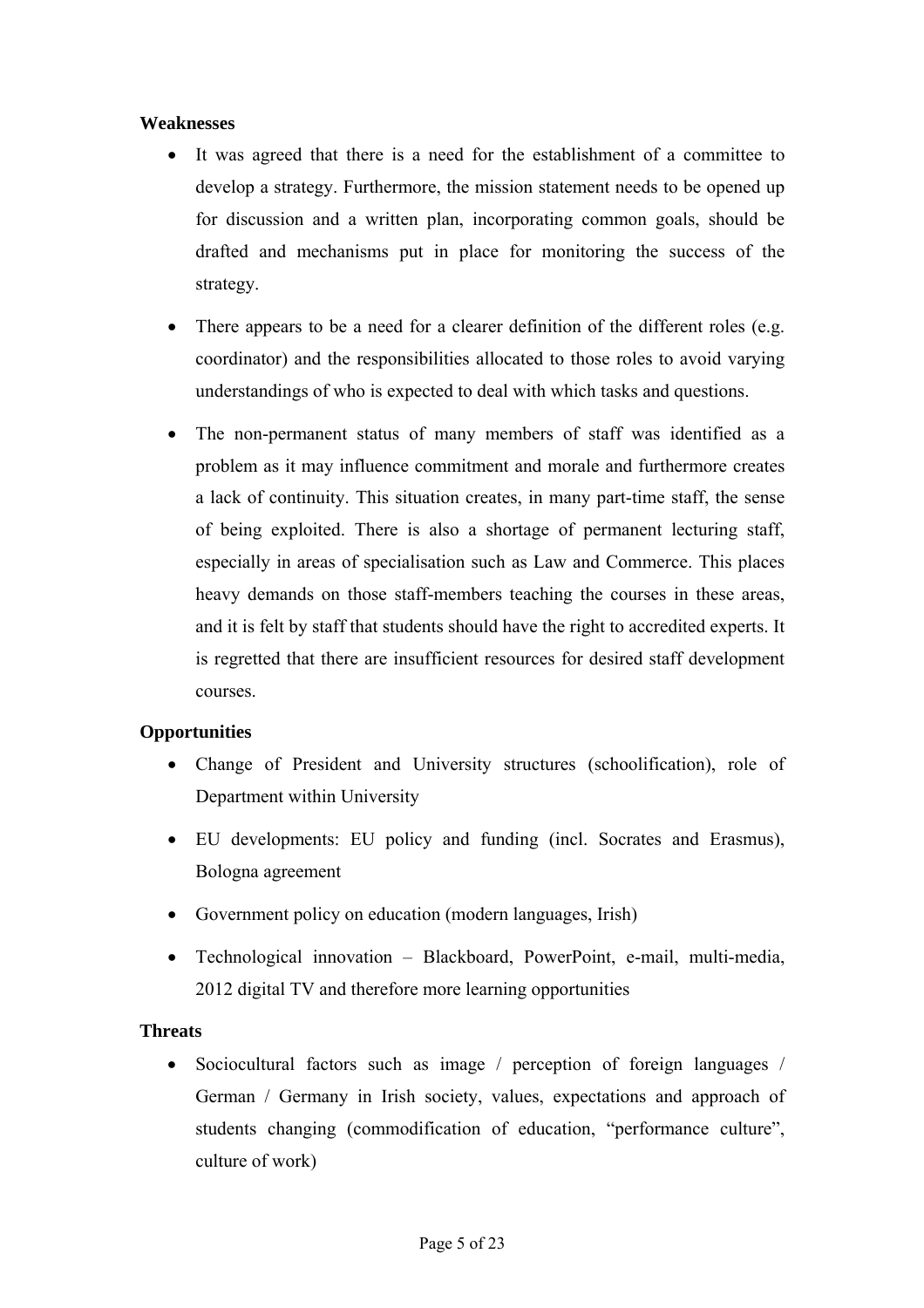**Weaknesses**

- It was agreed that there is a need for the establishment of a committee to develop a strategy. Furthermore, the mission statement needs to be opened up for discussion and a written plan, incorporating common goals, should be drafted and mechanisms put in place for monitoring the success of the strategy.
- There appears to be a need for a clearer definition of the different roles (e.g. coordinator) and the responsibilities allocated to those roles to avoid varying understandings of who is expected to deal with which tasks and questions.
- The non-permanent status of many members of staff was identified as a problem as it may influence commitment and morale and furthermore creates a lack of continuity. This situation creates, in many part-time staff, the sense of being exploited. There is also a shortage of permanent lecturing staff, especially in areas of specialisation such as Law and Commerce. This places heavy demands on those staff-members teaching the courses in these areas, and it is felt by staff that students should have the right to accredited experts. It is regretted that there are insufficient resources for desired staff development courses.

**Opportunities**

- Change of President and University structures (schoolification), role of Department within University
- EU developments: EU policy and funding (incl. Socrates and Erasmus), Bologna agreement
- Government policy on education (modern languages, Irish)
- Technological innovation – Blackboard, PowerPoint, e-mail, multi-media, 2012 digital TV and therefore more learning opportunities

**Threats**

- Sociocultural factors such as image / perception of foreign languages / German / Germany in Irish society, values, expectations and approach of students changing (commodification of education, "performance culture", culture of work)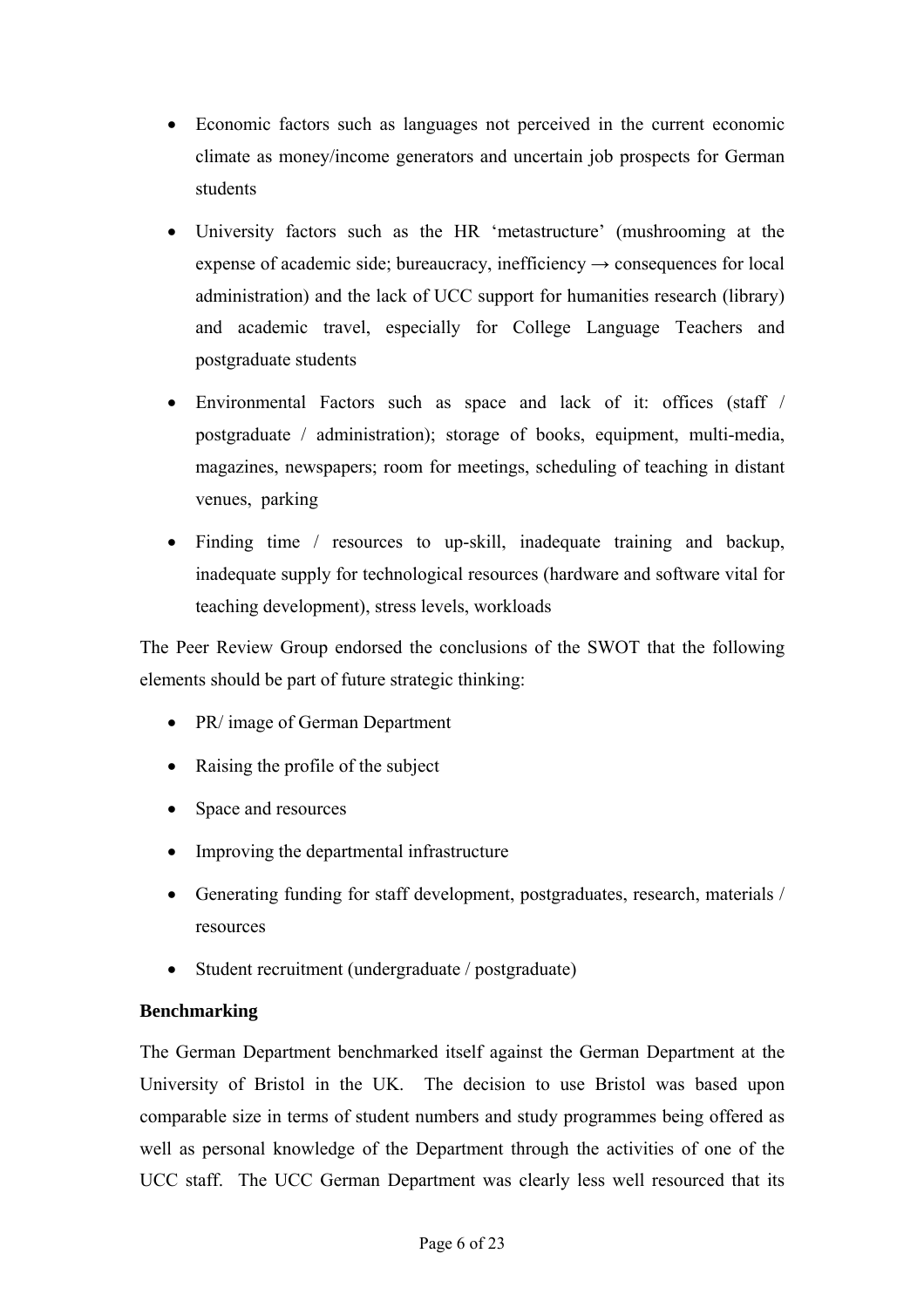- Economic factors such as languages not perceived in the current economic climate as money/income generators and uncertain job prospects for German students
- University factors such as the HR 'metastructure' (mushrooming at the expense of academic side; bureaucracy, inefficiency → consequences for local administration) and the lack of UCC support for humanities research (library) and academic travel, especially for College Language Teachers and postgraduate students
- Environmental Factors such as space and lack of it: offices (staff / postgraduate / administration); storage of books, equipment, multi-media, magazines, newspapers; room for meetings, scheduling of teaching in distant venues, parking
- Finding time / resources to up-skill, inadequate training and backup, inadequate supply for technological resources (hardware and software vital for teaching development), stress levels, workloads

The Peer Review Group endorsed the conclusions of the SWOT that the following elements should be part of future strategic thinking:

- PR/ image of German Department
- Raising the profile of the subject
- Space and resources
- Improving the departmental infrastructure
- Generating funding for staff development, postgraduates, research, materials / resources
- Student recruitment (undergraduate / postgraduate)

**Benchmarking**

The German Department benchmarked itself against the German Department at the University of Bristol in the UK. The decision to use Bristol was based upon comparable size in terms of student numbers and study programmes being offered as well as personal knowledge of the Department through the activities of one of the UCC staff. The UCC German Department was clearly less well resourced that its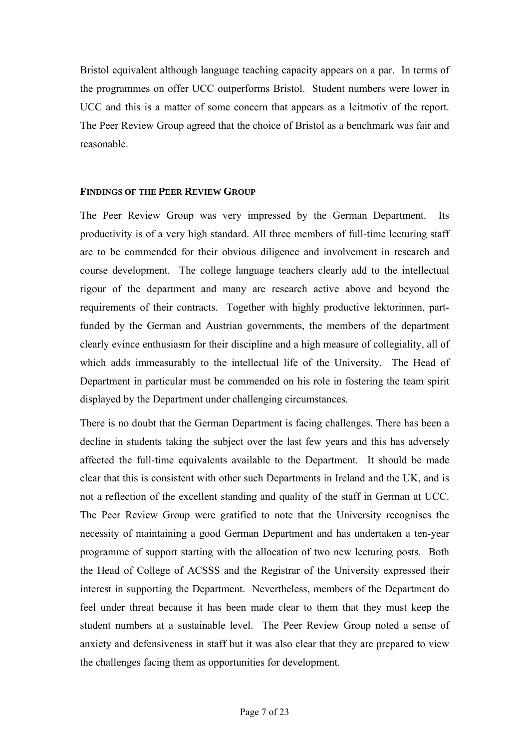Bristol equivalent although language teaching capacity appears on a par. In terms of the programmes on offer UCC outperforms Bristol. Student numbers were lower in UCC and this is a matter of some concern that appears as a leitmotiv of the report. The Peer Review Group agreed that the choice of Bristol as a benchmark was fair and reasonable.

## FINDINGS OF THE PEER REVIEW GROUP

The Peer Review Group was very impressed by the German Department. Its productivity is of a very high standard. All three members of full-time lecturing staff are to be commended for their obvious diligence and involvement in research and course development. The college language teachers clearly add to the intellectual rigour of the department and many are research active above and beyond the requirements of their contracts. Together with highly productive lektorinnen, part-funded by the German and Austrian governments, the members of the department clearly evince enthusiasm for their discipline and a high measure of collegiality, all of which adds immeasurably to the intellectual life of the University. The Head of Department in particular must be commended on his role in fostering the team spirit displayed by the Department under challenging circumstances.

There is no doubt that the German Department is facing challenges. There has been a decline in students taking the subject over the last few years and this has adversely affected the full-time equivalents available to the Department. It should be made clear that this is consistent with other such Departments in Ireland and the UK, and is not a reflection of the excellent standing and quality of the staff in German at UCC. The Peer Review Group were gratified to note that the University recognises the necessity of maintaining a good German Department and has undertaken a ten-year programme of support starting with the allocation of two new lecturing posts. Both the Head of College of ACSSS and the Registrar of the University expressed their interest in supporting the Department. Nevertheless, members of the Department do feel under threat because it has been made clear to them that they must keep the student numbers at a sustainable level. The Peer Review Group noted a sense of anxiety and defensiveness in staff but it was also clear that they are prepared to view the challenges facing them as opportunities for development.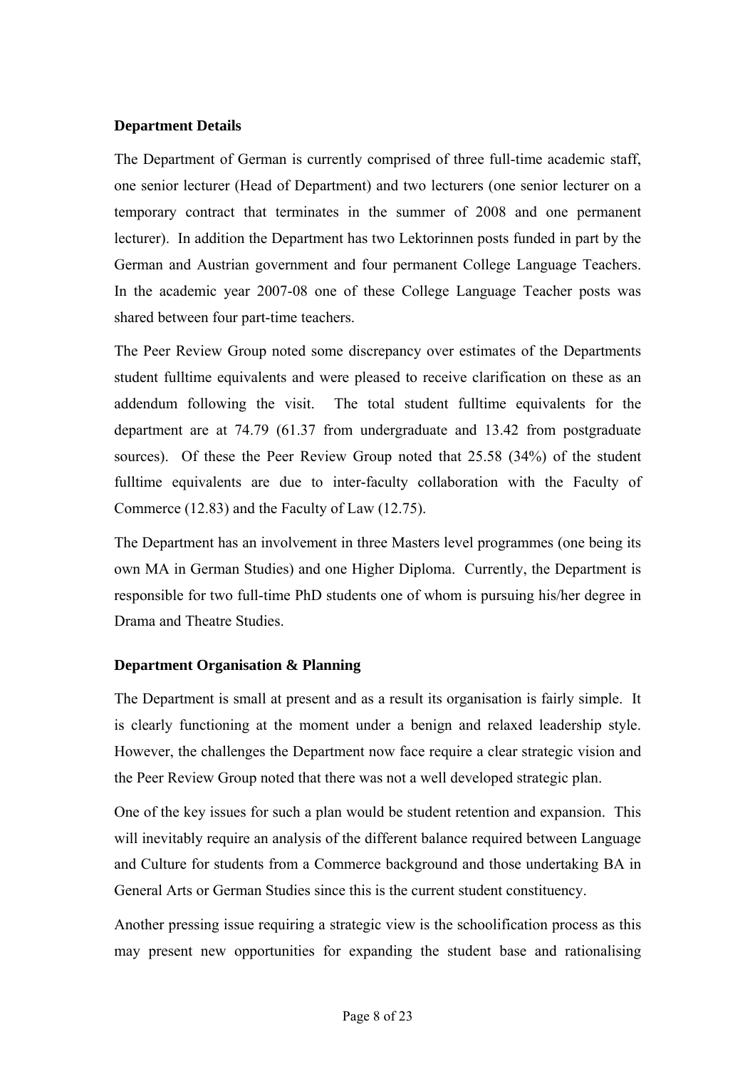**Department Details**

The Department of German is currently comprised of three full-time academic staff, one senior lecturer (Head of Department) and two lecturers (one senior lecturer on a temporary contract that terminates in the summer of 2008 and one permanent lecturer). In addition the Department has two Lektorinnen posts funded in part by the German and Austrian government and four permanent College Language Teachers. In the academic year 2007-08 one of these College Language Teacher posts was shared between four part-time teachers.

The Peer Review Group noted some discrepancy over estimates of the Departments student fulltime equivalents and were pleased to receive clarification on these as an addendum following the visit. The total student fulltime equivalents for the department are at 74.79 (61.37 from undergraduate and 13.42 from postgraduate sources). Of these the Peer Review Group noted that 25.58 (34%) of the student fulltime equivalents are due to inter-faculty collaboration with the Faculty of Commerce (12.83) and the Faculty of Law (12.75).

The Department has an involvement in three Masters level programmes (one being its own MA in German Studies) and one Higher Diploma. Currently, the Department is responsible for two full-time PhD students one of whom is pursuing his/her degree in Drama and Theatre Studies.

**Department Organisation & Planning**

The Department is small at present and as a result its organisation is fairly simple. It is clearly functioning at the moment under a benign and relaxed leadership style. However, the challenges the Department now face require a clear strategic vision and the Peer Review Group noted that there was not a well developed strategic plan.

One of the key issues for such a plan would be student retention and expansion. This will inevitably require an analysis of the different balance required between Language and Culture for students from a Commerce background and those undertaking BA in General Arts or German Studies since this is the current student constituency.

Another pressing issue requiring a strategic view is the schoolification process as this may present new opportunities for expanding the student base and rationalising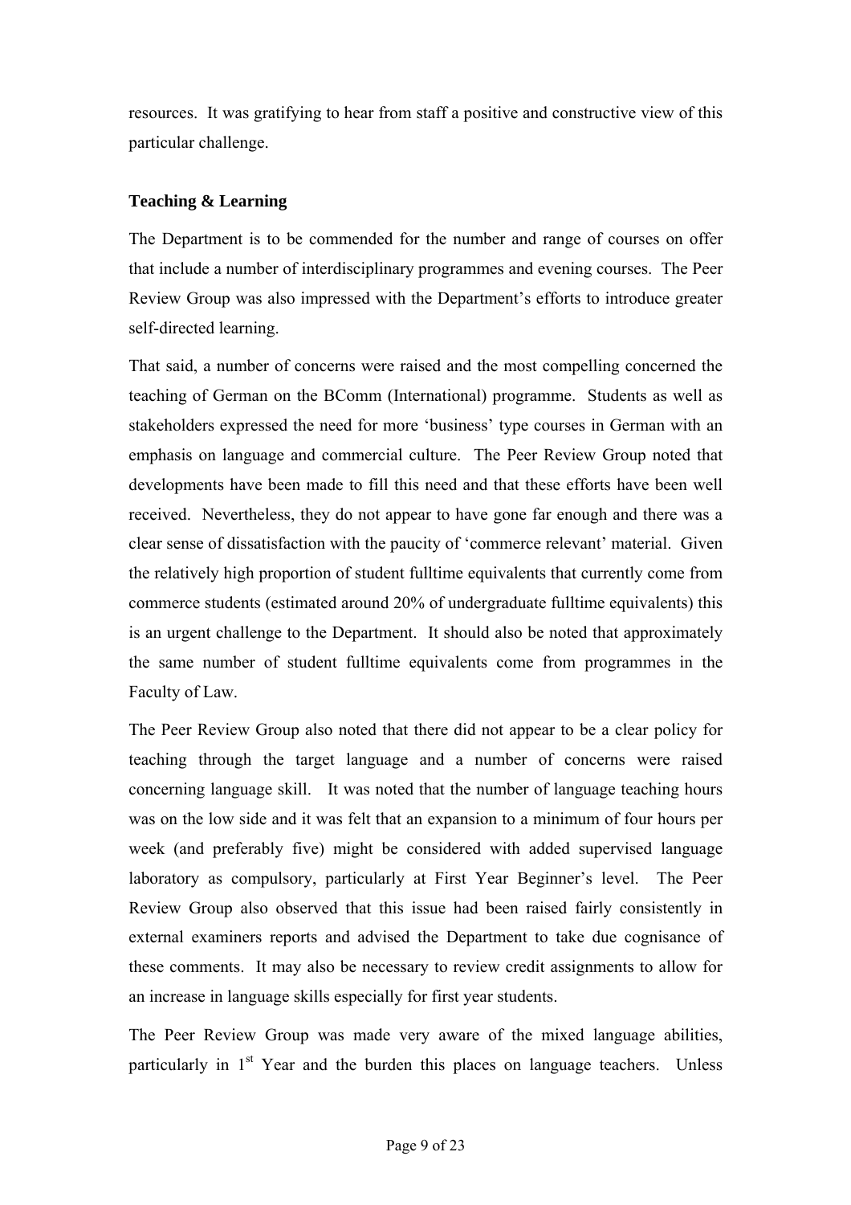resources. It was gratifying to hear from staff a positive and constructive view of this particular challenge.

**Teaching & Learning**

The Department is to be commended for the number and range of courses on offer that include a number of interdisciplinary programmes and evening courses. The Peer Review Group was also impressed with the Department's efforts to introduce greater self-directed learning.

That said, a number of concerns were raised and the most compelling concerned the teaching of German on the BComm (International) programme. Students as well as stakeholders expressed the need for more 'business' type courses in German with an emphasis on language and commercial culture. The Peer Review Group noted that developments have been made to fill this need and that these efforts have been well received. Nevertheless, they do not appear to have gone far enough and there was a clear sense of dissatisfaction with the paucity of 'commerce relevant' material. Given the relatively high proportion of student fulltime equivalents that currently come from commerce students (estimated around 20% of undergraduate fulltime equivalents) this is an urgent challenge to the Department. It should also be noted that approximately the same number of student fulltime equivalents come from programmes in the Faculty of Law.

The Peer Review Group also noted that there did not appear to be a clear policy for teaching through the target language and a number of concerns were raised concerning language skill. It was noted that the number of language teaching hours was on the low side and it was felt that an expansion to a minimum of four hours per week (and preferably five) might be considered with added supervised language laboratory as compulsory, particularly at First Year Beginner's level. The Peer Review Group also observed that this issue had been raised fairly consistently in external examiners reports and advised the Department to take due cognisance of these comments. It may also be necessary to review credit assignments to allow for an increase in language skills especially for first year students.

The Peer Review Group was made very aware of the mixed language abilities, particularly in 1st Year and the burden this places on language teachers. Unless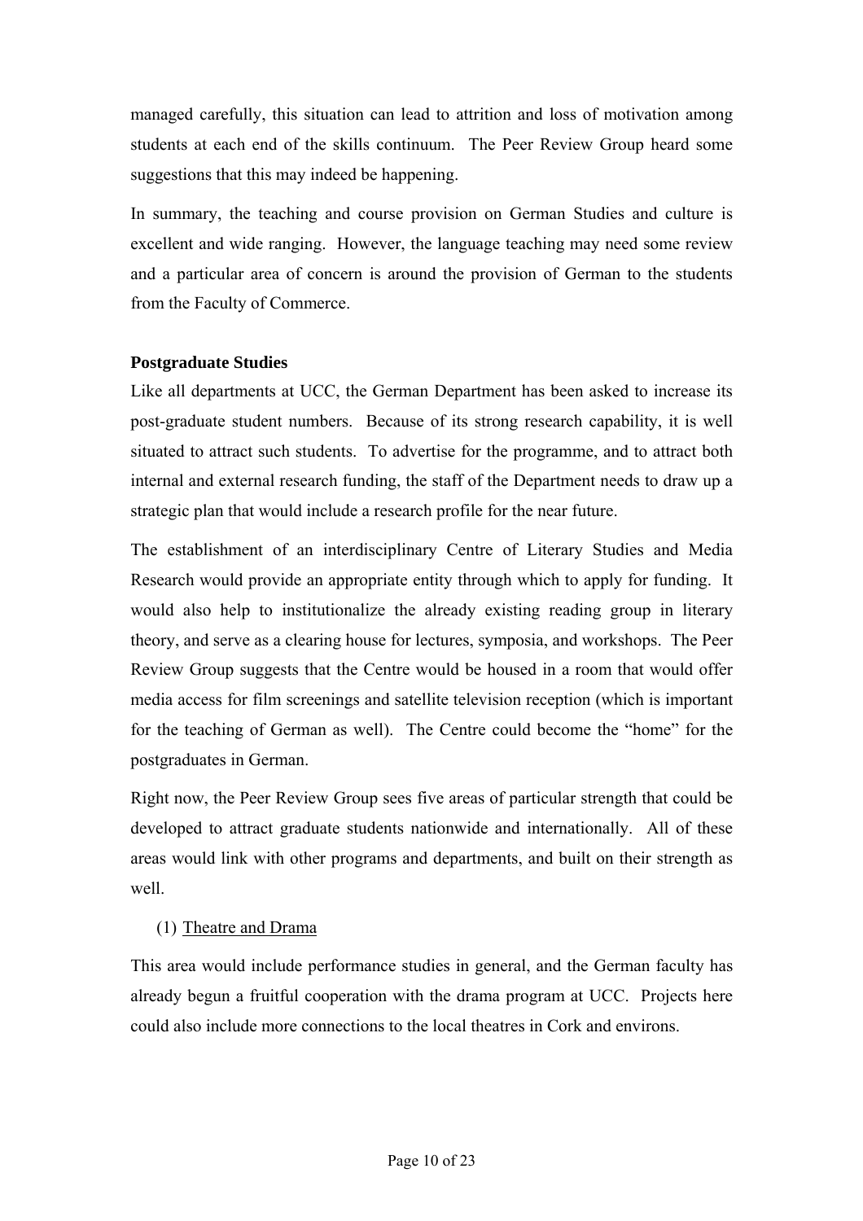managed carefully, this situation can lead to attrition and loss of motivation among students at each end of the skills continuum. The Peer Review Group heard some suggestions that this may indeed be happening.

In summary, the teaching and course provision on German Studies and culture is excellent and wide ranging. However, the language teaching may need some review and a particular area of concern is around the provision of German to the students from the Faculty of Commerce.

**Postgraduate Studies**

Like all departments at UCC, the German Department has been asked to increase its post-graduate student numbers. Because of its strong research capability, it is well situated to attract such students. To advertise for the programme, and to attract both internal and external research funding, the staff of the Department needs to draw up a strategic plan that would include a research profile for the near future.

The establishment of an interdisciplinary Centre of Literary Studies and Media Research would provide an appropriate entity through which to apply for funding. It would also help to institutionalize the already existing reading group in literary theory, and serve as a clearing house for lectures, symposia, and workshops. The Peer Review Group suggests that the Centre would be housed in a room that would offer media access for film screenings and satellite television reception (which is important for the teaching of German as well). The Centre could become the "home" for the postgraduates in German.

Right now, the Peer Review Group sees five areas of particular strength that could be developed to attract graduate students nationwide and internationally. All of these areas would link with other programs and departments, and built on their strength as well.

(1) Theatre and Drama

This area would include performance studies in general, and the German faculty has already begun a fruitful cooperation with the drama program at UCC. Projects here could also include more connections to the local theatres in Cork and environs.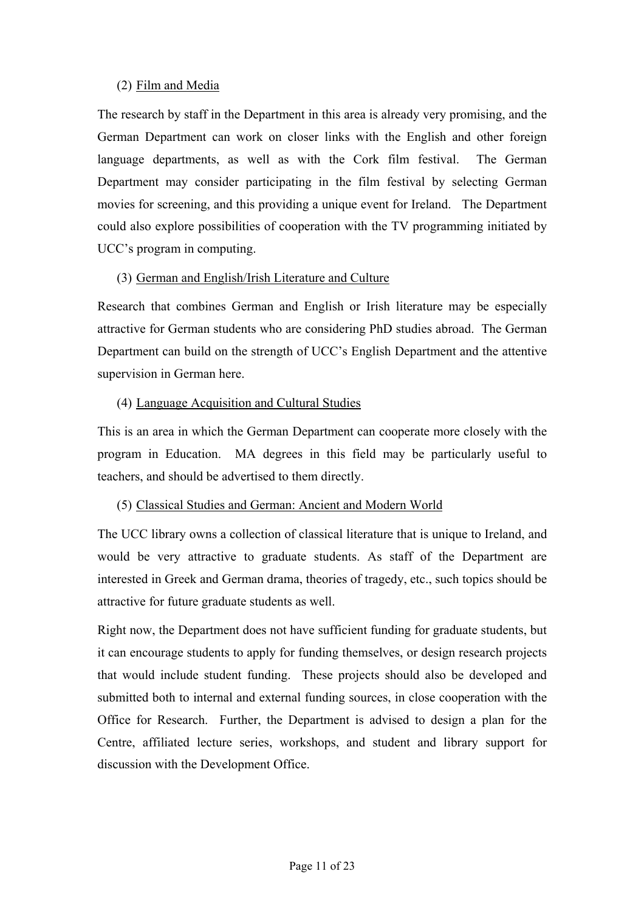(2) Film and Media

The research by staff in the Department in this area is already very promising, and the German Department can work on closer links with the English and other foreign language departments, as well as with the Cork film festival. The German Department may consider participating in the film festival by selecting German movies for screening, and this providing a unique event for Ireland. The Department could also explore possibilities of cooperation with the TV programming initiated by UCC's program in computing.

(3) German and English/Irish Literature and Culture

Research that combines German and English or Irish literature may be especially attractive for German students who are considering PhD studies abroad. The German Department can build on the strength of UCC's English Department and the attentive supervision in German here.

(4) Language Acquisition and Cultural Studies

This is an area in which the German Department can cooperate more closely with the program in Education. MA degrees in this field may be particularly useful to teachers, and should be advertised to them directly.

(5) Classical Studies and German: Ancient and Modern World

The UCC library owns a collection of classical literature that is unique to Ireland, and would be very attractive to graduate students. As staff of the Department are interested in Greek and German drama, theories of tragedy, etc., such topics should be attractive for future graduate students as well.

Right now, the Department does not have sufficient funding for graduate students, but it can encourage students to apply for funding themselves, or design research projects that would include student funding. These projects should also be developed and submitted both to internal and external funding sources, in close cooperation with the Office for Research. Further, the Department is advised to design a plan for the Centre, affiliated lecture series, workshops, and student and library support for discussion with the Development Office.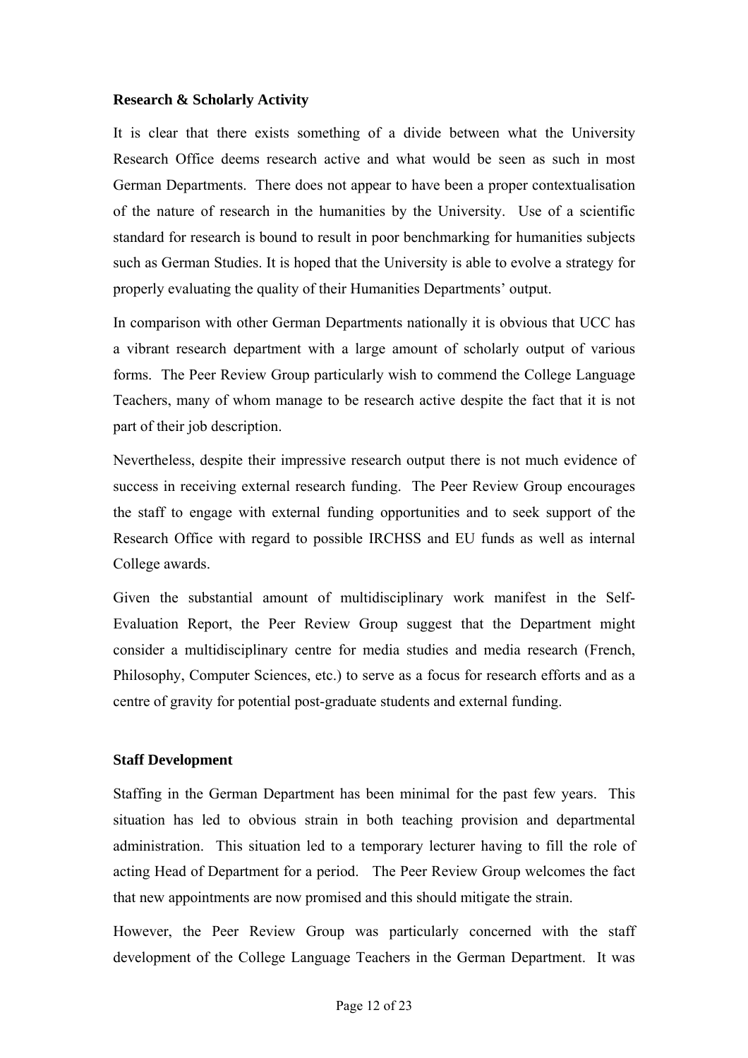**Research & Scholarly Activity**

It is clear that there exists something of a divide between what the University Research Office deems research active and what would be seen as such in most German Departments. There does not appear to have been a proper contextualisation of the nature of research in the humanities by the University. Use of a scientific standard for research is bound to result in poor benchmarking for humanities subjects such as German Studies. It is hoped that the University is able to evolve a strategy for properly evaluating the quality of their Humanities Departments' output.

In comparison with other German Departments nationally it is obvious that UCC has a vibrant research department with a large amount of scholarly output of various forms. The Peer Review Group particularly wish to commend the College Language Teachers, many of whom manage to be research active despite the fact that it is not part of their job description.

Nevertheless, despite their impressive research output there is not much evidence of success in receiving external research funding. The Peer Review Group encourages the staff to engage with external funding opportunities and to seek support of the Research Office with regard to possible IRCHSS and EU funds as well as internal College awards.

Given the substantial amount of multidisciplinary work manifest in the Self-Evaluation Report, the Peer Review Group suggest that the Department might consider a multidisciplinary centre for media studies and media research (French, Philosophy, Computer Sciences, etc.) to serve as a focus for research efforts and as a centre of gravity for potential post-graduate students and external funding.

**Staff Development**

Staffing in the German Department has been minimal for the past few years. This situation has led to obvious strain in both teaching provision and departmental administration. This situation led to a temporary lecturer having to fill the role of acting Head of Department for a period. The Peer Review Group welcomes the fact that new appointments are now promised and this should mitigate the strain.

However, the Peer Review Group was particularly concerned with the staff development of the College Language Teachers in the German Department. It was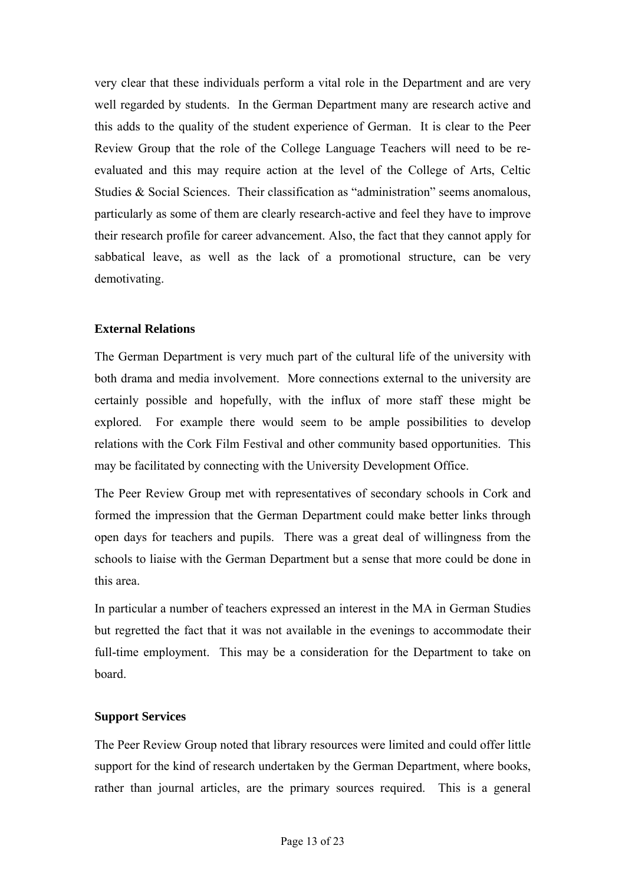very clear that these individuals perform a vital role in the Department and are very well regarded by students. In the German Department many are research active and this adds to the quality of the student experience of German. It is clear to the Peer Review Group that the role of the College Language Teachers will need to be re-evaluated and this may require action at the level of the College of Arts, Celtic Studies & Social Sciences. Their classification as "administration" seems anomalous, particularly as some of them are clearly research-active and feel they have to improve their research profile for career advancement. Also, the fact that they cannot apply for sabbatical leave, as well as the lack of a promotional structure, can be very demotivating.

**External Relations**

The German Department is very much part of the cultural life of the university with both drama and media involvement. More connections external to the university are certainly possible and hopefully, with the influx of more staff these might be explored. For example there would seem to be ample possibilities to develop relations with the Cork Film Festival and other community based opportunities. This may be facilitated by connecting with the University Development Office.

The Peer Review Group met with representatives of secondary schools in Cork and formed the impression that the German Department could make better links through open days for teachers and pupils. There was a great deal of willingness from the schools to liaise with the German Department but a sense that more could be done in this area.

In particular a number of teachers expressed an interest in the MA in German Studies but regretted the fact that it was not available in the evenings to accommodate their full-time employment. This may be a consideration for the Department to take on board.

**Support Services**

The Peer Review Group noted that library resources were limited and could offer little support for the kind of research undertaken by the German Department, where books, rather than journal articles, are the primary sources required. This is a general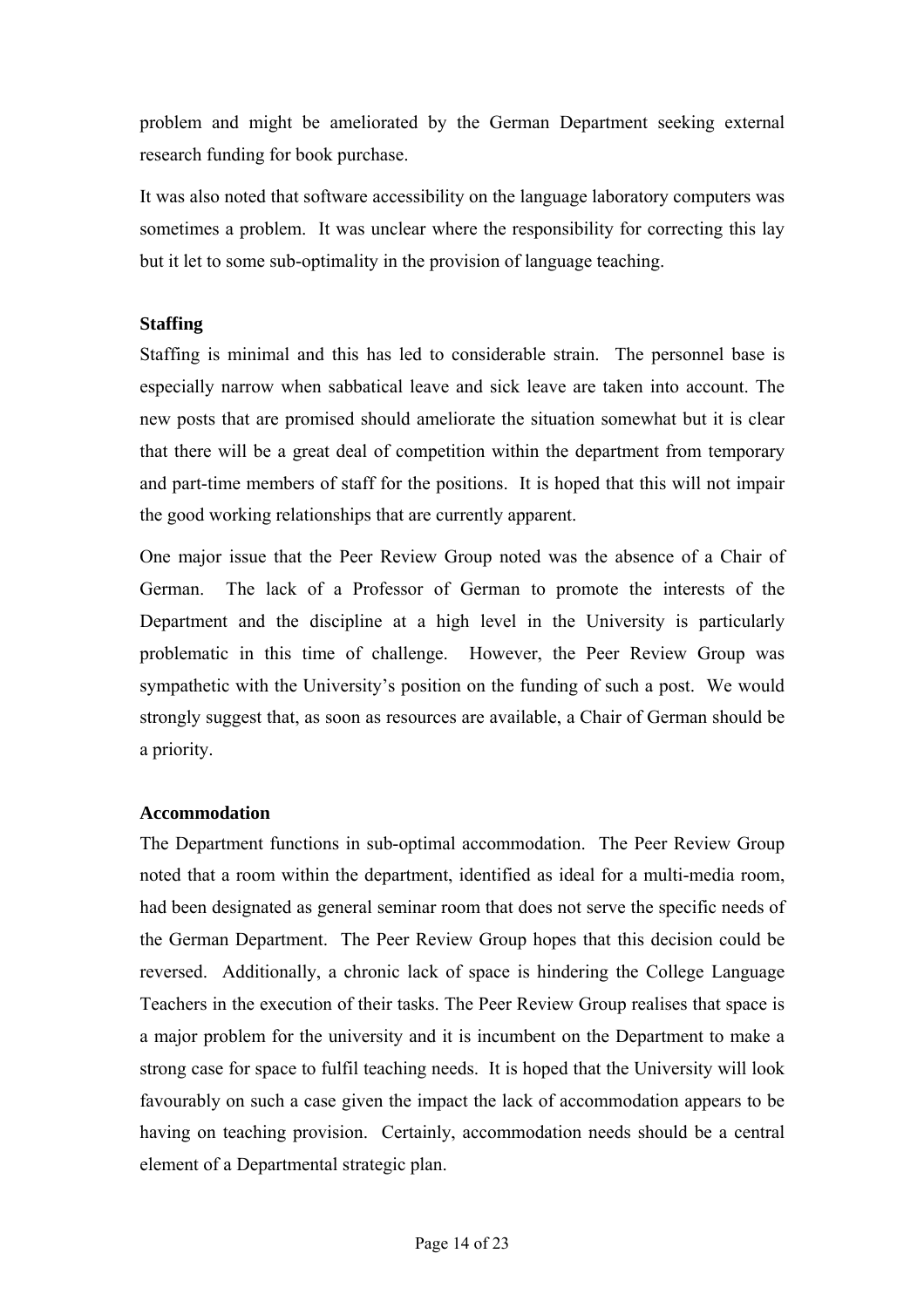problem and might be ameliorated by the German Department seeking external research funding for book purchase.

It was also noted that software accessibility on the language laboratory computers was sometimes a problem. It was unclear where the responsibility for correcting this lay but it let to some sub-optimality in the provision of language teaching.

**Staffing**

Staffing is minimal and this has led to considerable strain. The personnel base is especially narrow when sabbatical leave and sick leave are taken into account. The new posts that are promised should ameliorate the situation somewhat but it is clear that there will be a great deal of competition within the department from temporary and part-time members of staff for the positions. It is hoped that this will not impair the good working relationships that are currently apparent.

One major issue that the Peer Review Group noted was the absence of a Chair of German. The lack of a Professor of German to promote the interests of the Department and the discipline at a high level in the University is particularly problematic in this time of challenge. However, the Peer Review Group was sympathetic with the University's position on the funding of such a post. We would strongly suggest that, as soon as resources are available, a Chair of German should be a priority.

**Accommodation**

The Department functions in sub-optimal accommodation. The Peer Review Group noted that a room within the department, identified as ideal for a multi-media room, had been designated as general seminar room that does not serve the specific needs of the German Department. The Peer Review Group hopes that this decision could be reversed. Additionally, a chronic lack of space is hindering the College Language Teachers in the execution of their tasks. The Peer Review Group realises that space is a major problem for the university and it is incumbent on the Department to make a strong case for space to fulfil teaching needs. It is hoped that the University will look favourably on such a case given the impact the lack of accommodation appears to be having on teaching provision. Certainly, accommodation needs should be a central element of a Departmental strategic plan.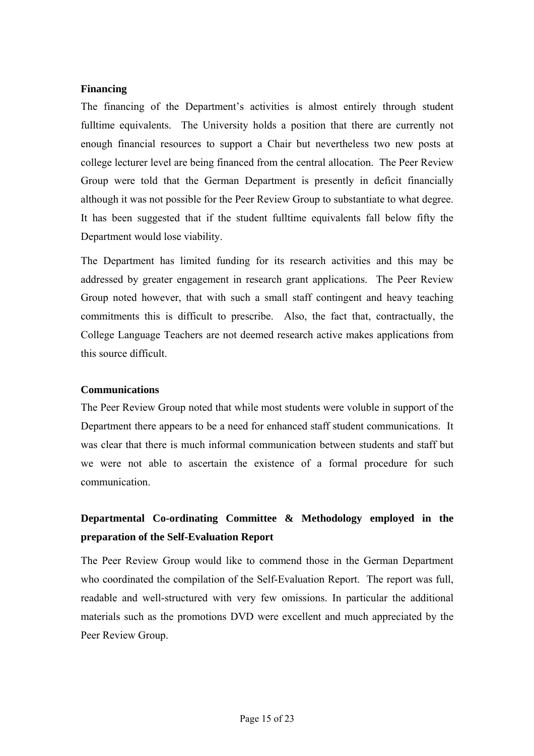**Financing**

The financing of the Department's activities is almost entirely through student fulltime equivalents. The University holds a position that there are currently not enough financial resources to support a Chair but nevertheless two new posts at college lecturer level are being financed from the central allocation. The Peer Review Group were told that the German Department is presently in deficit financially although it was not possible for the Peer Review Group to substantiate to what degree. It has been suggested that if the student fulltime equivalents fall below fifty the Department would lose viability.

The Department has limited funding for its research activities and this may be addressed by greater engagement in research grant applications. The Peer Review Group noted however, that with such a small staff contingent and heavy teaching commitments this is difficult to prescribe. Also, the fact that, contractually, the College Language Teachers are not deemed research active makes applications from this source difficult.

**Communications**

The Peer Review Group noted that while most students were voluble in support of the Department there appears to be a need for enhanced staff student communications. It was clear that there is much informal communication between students and staff but we were not able to ascertain the existence of a formal procedure for such communication.

**Departmental Co-ordinating Committee & Methodology employed in the preparation of the Self-Evaluation Report**

The Peer Review Group would like to commend those in the German Department who coordinated the compilation of the Self-Evaluation Report. The report was full, readable and well-structured with very few omissions. In particular the additional materials such as the promotions DVD were excellent and much appreciated by the Peer Review Group.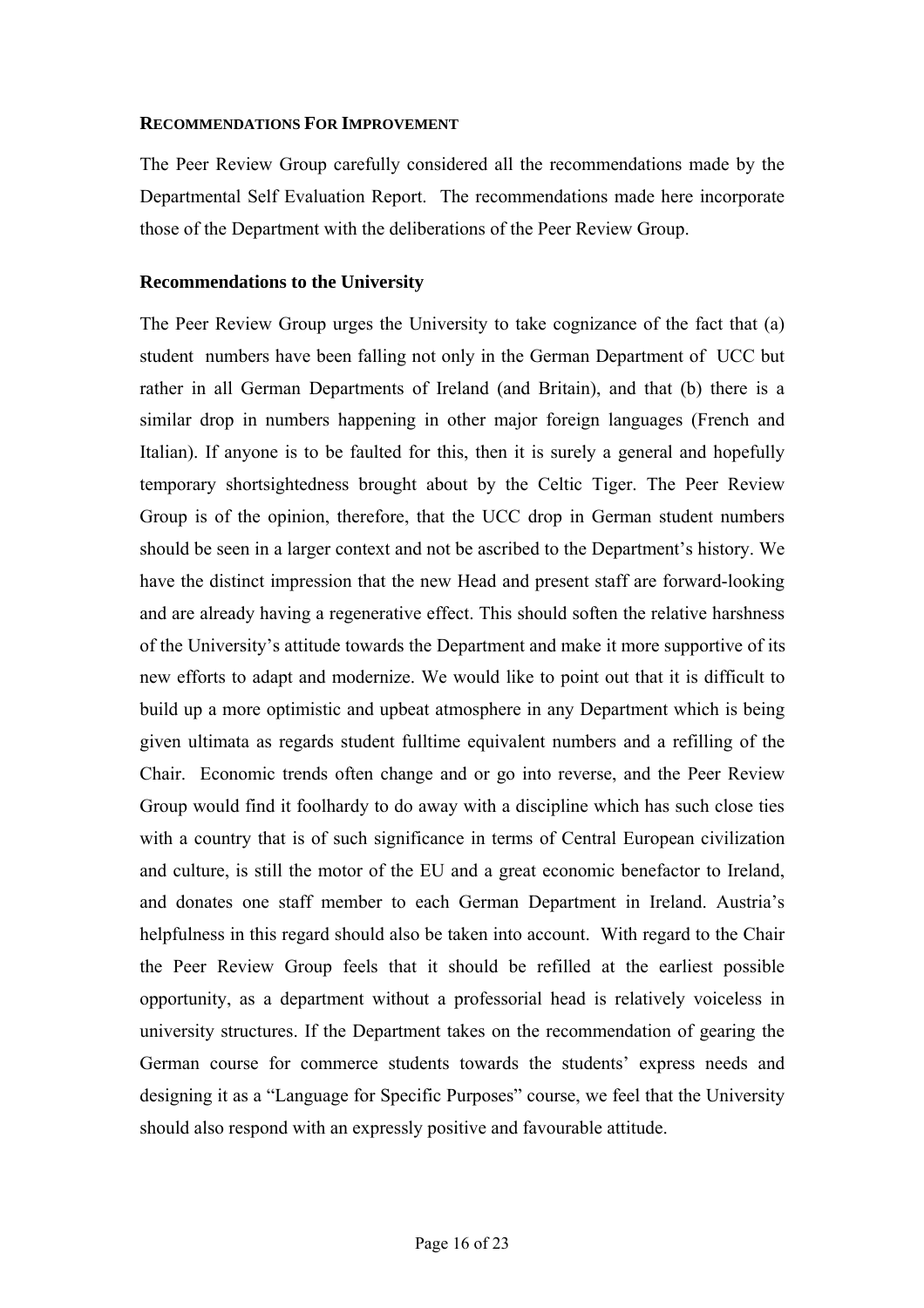## RECOMMENDATIONS FOR IMPROVEMENT

The Peer Review Group carefully considered all the recommendations made by the Departmental Self Evaluation Report. The recommendations made here incorporate those of the Department with the deliberations of the Peer Review Group.

### Recommendations to the University

The Peer Review Group urges the University to take cognizance of the fact that (a) student numbers have been falling not only in the German Department of UCC but rather in all German Departments of Ireland (and Britain), and that (b) there is a similar drop in numbers happening in other major foreign languages (French and Italian). If anyone is to be faulted for this, then it is surely a general and hopefully temporary shortsightedness brought about by the Celtic Tiger. The Peer Review Group is of the opinion, therefore, that the UCC drop in German student numbers should be seen in a larger context and not be ascribed to the Department's history. We have the distinct impression that the new Head and present staff are forward-looking and are already having a regenerative effect. This should soften the relative harshness of the University's attitude towards the Department and make it more supportive of its new efforts to adapt and modernize. We would like to point out that it is difficult to build up a more optimistic and upbeat atmosphere in any Department which is being given ultimata as regards student fulltime equivalent numbers and a refilling of the Chair. Economic trends often change and or go into reverse, and the Peer Review Group would find it foolhardy to do away with a discipline which has such close ties with a country that is of such significance in terms of Central European civilization and culture, is still the motor of the EU and a great economic benefactor to Ireland, and donates one staff member to each German Department in Ireland. Austria's helpfulness in this regard should also be taken into account. With regard to the Chair the Peer Review Group feels that it should be refilled at the earliest possible opportunity, as a department without a professorial head is relatively voiceless in university structures. If the Department takes on the recommendation of gearing the German course for commerce students towards the students' express needs and designing it as a "Language for Specific Purposes" course, we feel that the University should also respond with an expressly positive and favourable attitude.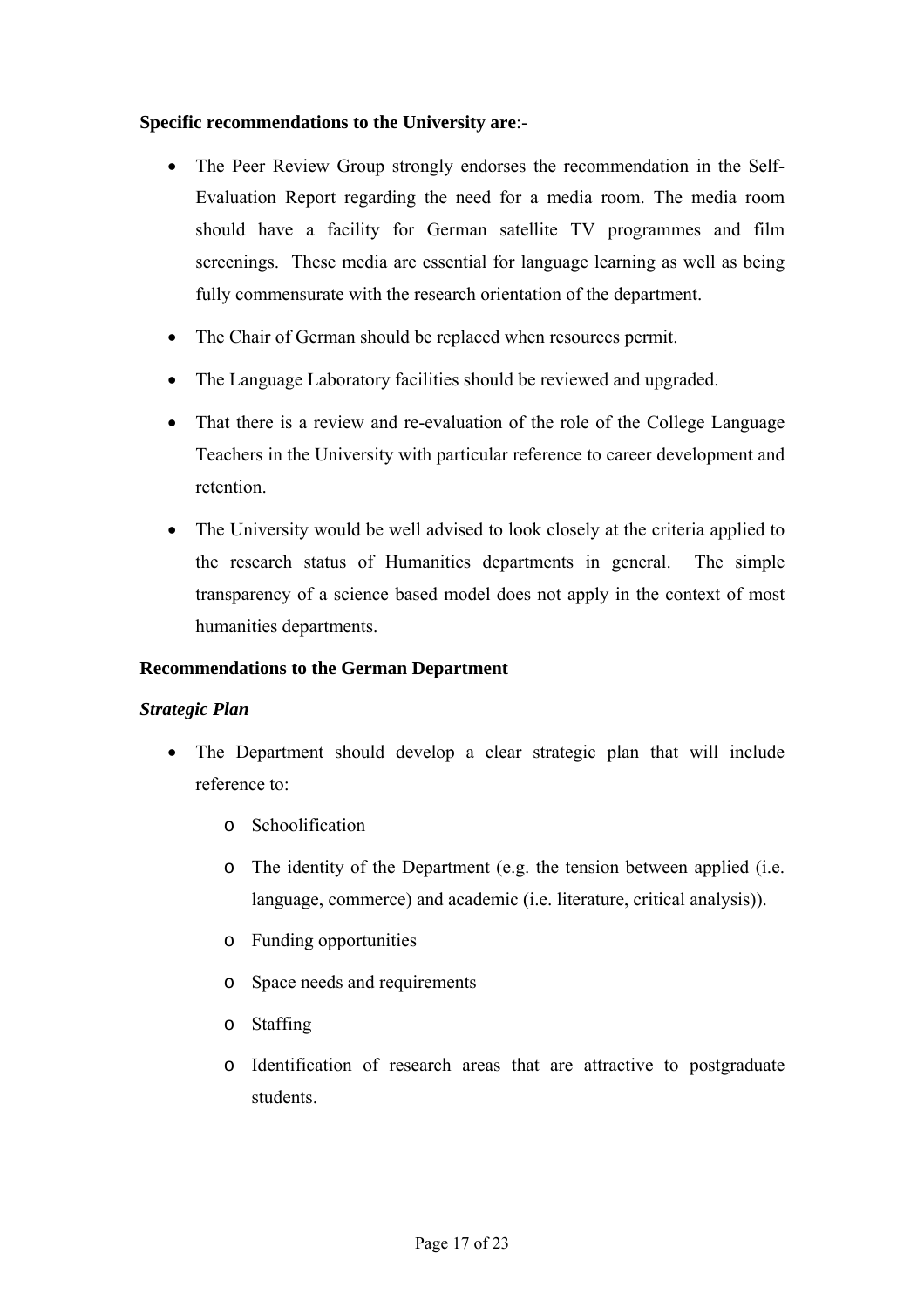**Specific recommendations to the University are**:-

- The Peer Review Group strongly endorses the recommendation in the Self-Evaluation Report regarding the need for a media room. The media room should have a facility for German satellite TV programmes and film screenings. These media are essential for language learning as well as being fully commensurate with the research orientation of the department.
- The Chair of German should be replaced when resources permit.
- The Language Laboratory facilities should be reviewed and upgraded.
- That there is a review and re-evaluation of the role of the College Language Teachers in the University with particular reference to career development and retention.
- The University would be well advised to look closely at the criteria applied to the research status of Humanities departments in general. The simple transparency of a science based model does not apply in the context of most humanities departments.

**Recommendations to the German Department**

***Strategic Plan***

- The Department should develop a clear strategic plan that will include reference to:
  - Schoolification
  - The identity of the Department (e.g. the tension between applied (i.e. language, commerce) and academic (i.e. literature, critical analysis)).
  - Funding opportunities
  - Space needs and requirements
  - Staffing
  - Identification of research areas that are attractive to postgraduate students.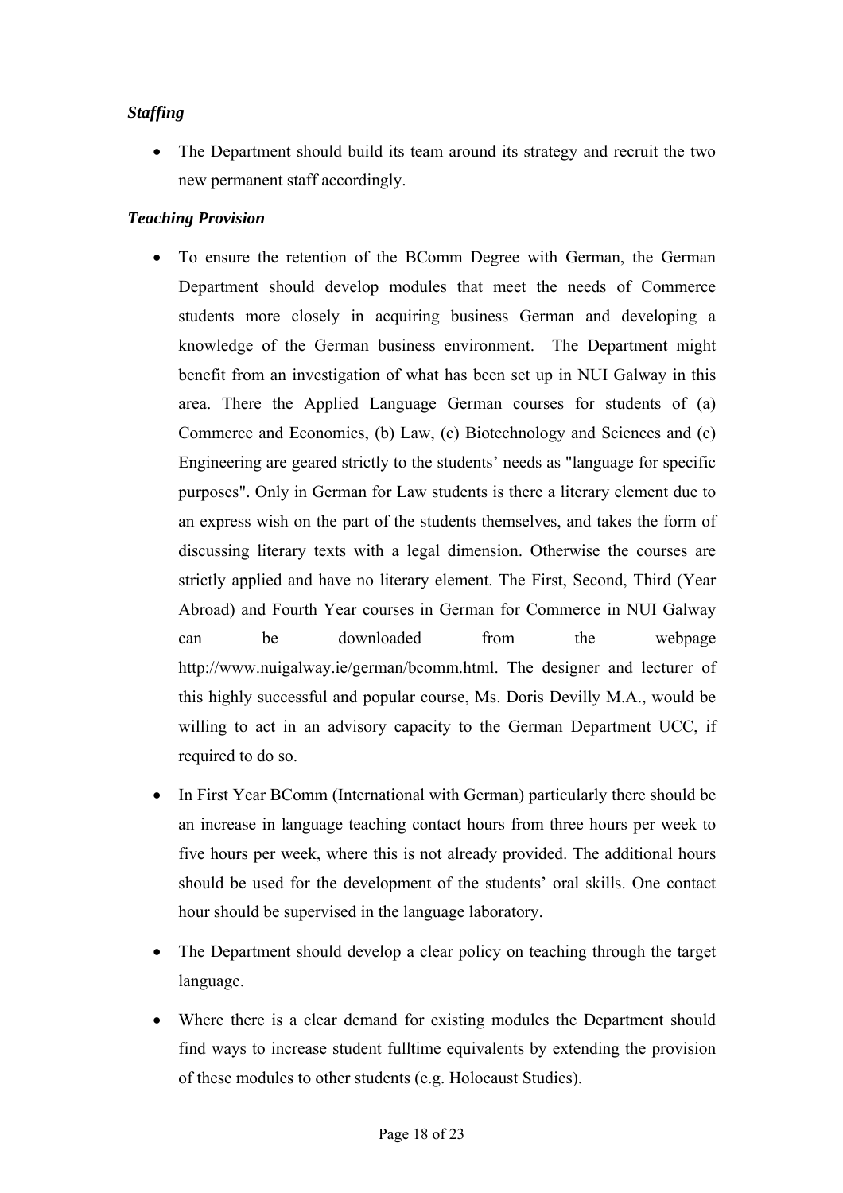***Staffing***

- The Department should build its team around its strategy and recruit the two new permanent staff accordingly.

***Teaching Provision***

- To ensure the retention of the BComm Degree with German, the German Department should develop modules that meet the needs of Commerce students more closely in acquiring business German and developing a knowledge of the German business environment. The Department might benefit from an investigation of what has been set up in NUI Galway in this area. There the Applied Language German courses for students of (a) Commerce and Economics, (b) Law, (c) Biotechnology and Sciences and (c) Engineering are geared strictly to the students' needs as "language for specific purposes". Only in German for Law students is there a literary element due to an express wish on the part of the students themselves, and takes the form of discussing literary texts with a legal dimension. Otherwise the courses are strictly applied and have no literary element. The First, Second, Third (Year Abroad) and Fourth Year courses in German for Commerce in NUI Galway can be downloaded from the webpage http://www.nuigalway.ie/german/bcomm.html. The designer and lecturer of this highly successful and popular course, Ms. Doris Devilly M.A., would be willing to act in an advisory capacity to the German Department UCC, if required to do so.

- In First Year BComm (International with German) particularly there should be an increase in language teaching contact hours from three hours per week to five hours per week, where this is not already provided. The additional hours should be used for the development of the students' oral skills. One contact hour should be supervised in the language laboratory.

- The Department should develop a clear policy on teaching through the target language.

- Where there is a clear demand for existing modules the Department should find ways to increase student fulltime equivalents by extending the provision of these modules to other students (e.g. Holocaust Studies).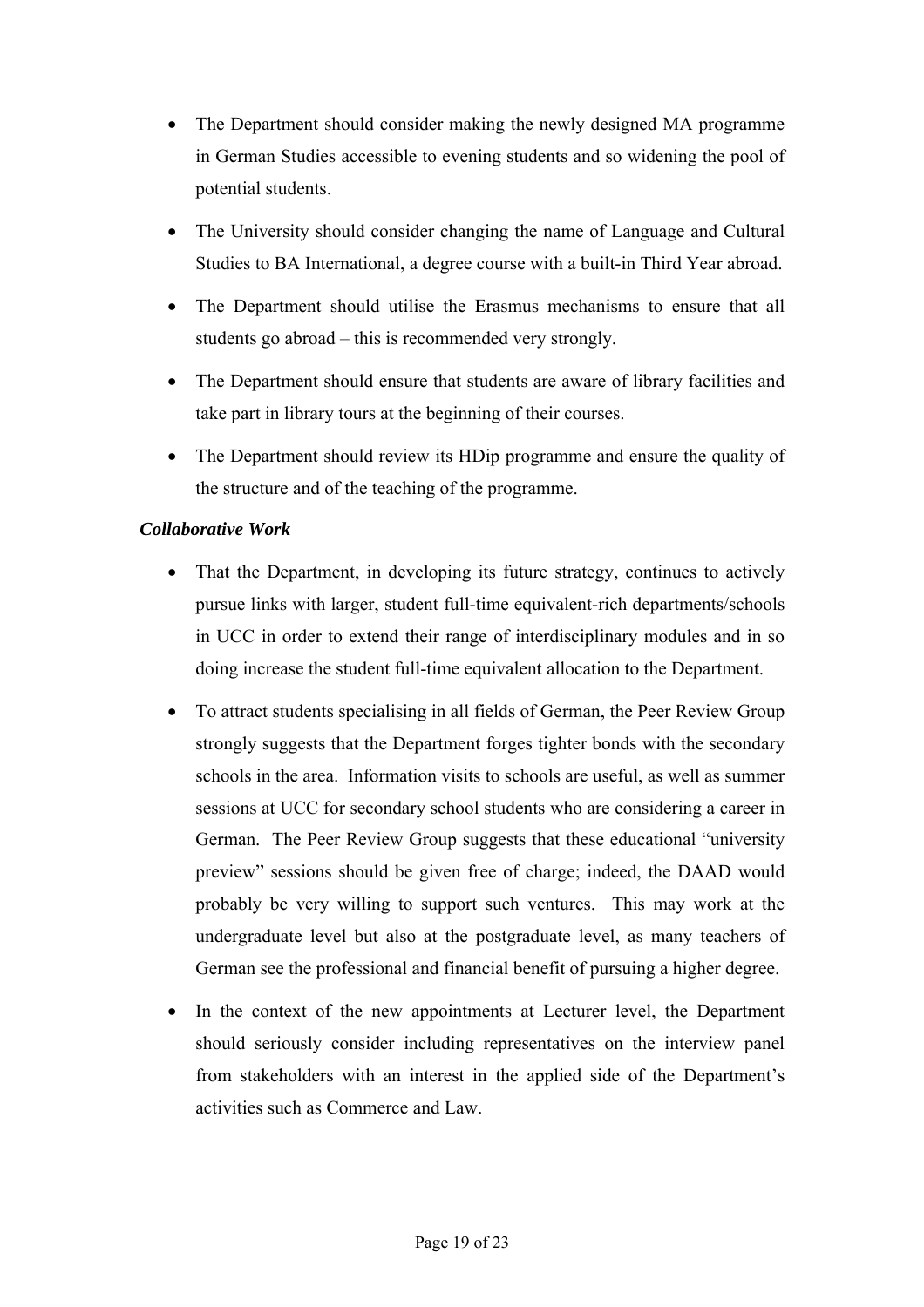- The Department should consider making the newly designed MA programme in German Studies accessible to evening students and so widening the pool of potential students.
- The University should consider changing the name of Language and Cultural Studies to BA International, a degree course with a built-in Third Year abroad.
- The Department should utilise the Erasmus mechanisms to ensure that all students go abroad – this is recommended very strongly.
- The Department should ensure that students are aware of library facilities and take part in library tours at the beginning of their courses.
- The Department should review its HDip programme and ensure the quality of the structure and of the teaching of the programme.

***Collaborative Work***

- That the Department, in developing its future strategy, continues to actively pursue links with larger, student full-time equivalent-rich departments/schools in UCC in order to extend their range of interdisciplinary modules and in so doing increase the student full-time equivalent allocation to the Department.
- To attract students specialising in all fields of German, the Peer Review Group strongly suggests that the Department forges tighter bonds with the secondary schools in the area. Information visits to schools are useful, as well as summer sessions at UCC for secondary school students who are considering a career in German. The Peer Review Group suggests that these educational "university preview" sessions should be given free of charge; indeed, the DAAD would probably be very willing to support such ventures. This may work at the undergraduate level but also at the postgraduate level, as many teachers of German see the professional and financial benefit of pursuing a higher degree.
- In the context of the new appointments at Lecturer level, the Department should seriously consider including representatives on the interview panel from stakeholders with an interest in the applied side of the Department's activities such as Commerce and Law.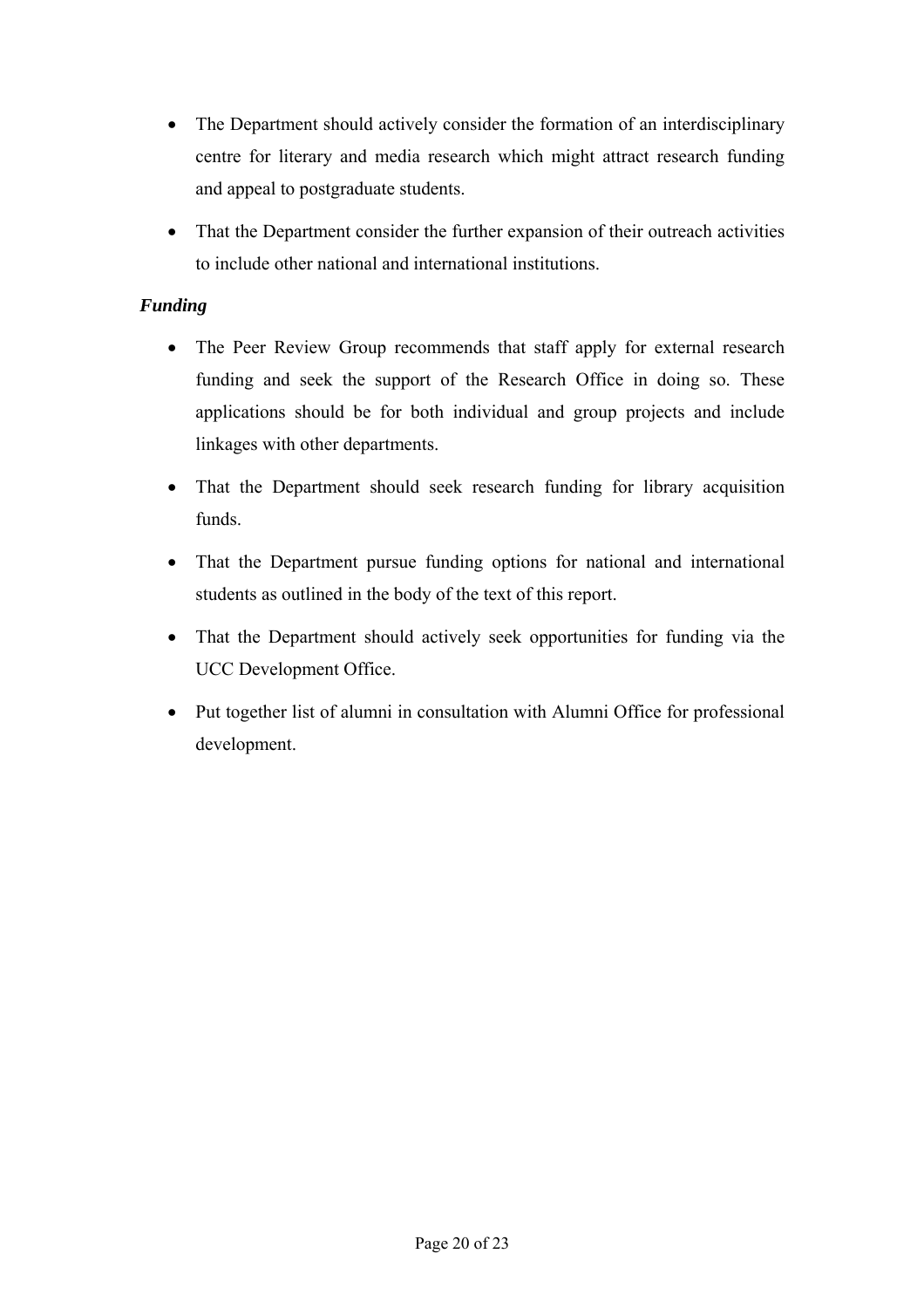- The Department should actively consider the formation of an interdisciplinary centre for literary and media research which might attract research funding and appeal to postgraduate students.
- That the Department consider the further expansion of their outreach activities to include other national and international institutions.

***Funding***

- The Peer Review Group recommends that staff apply for external research funding and seek the support of the Research Office in doing so. These applications should be for both individual and group projects and include linkages with other departments.
- That the Department should seek research funding for library acquisition funds.
- That the Department pursue funding options for national and international students as outlined in the body of the text of this report.
- That the Department should actively seek opportunities for funding via the UCC Development Office.
- Put together list of alumni in consultation with Alumni Office for professional development.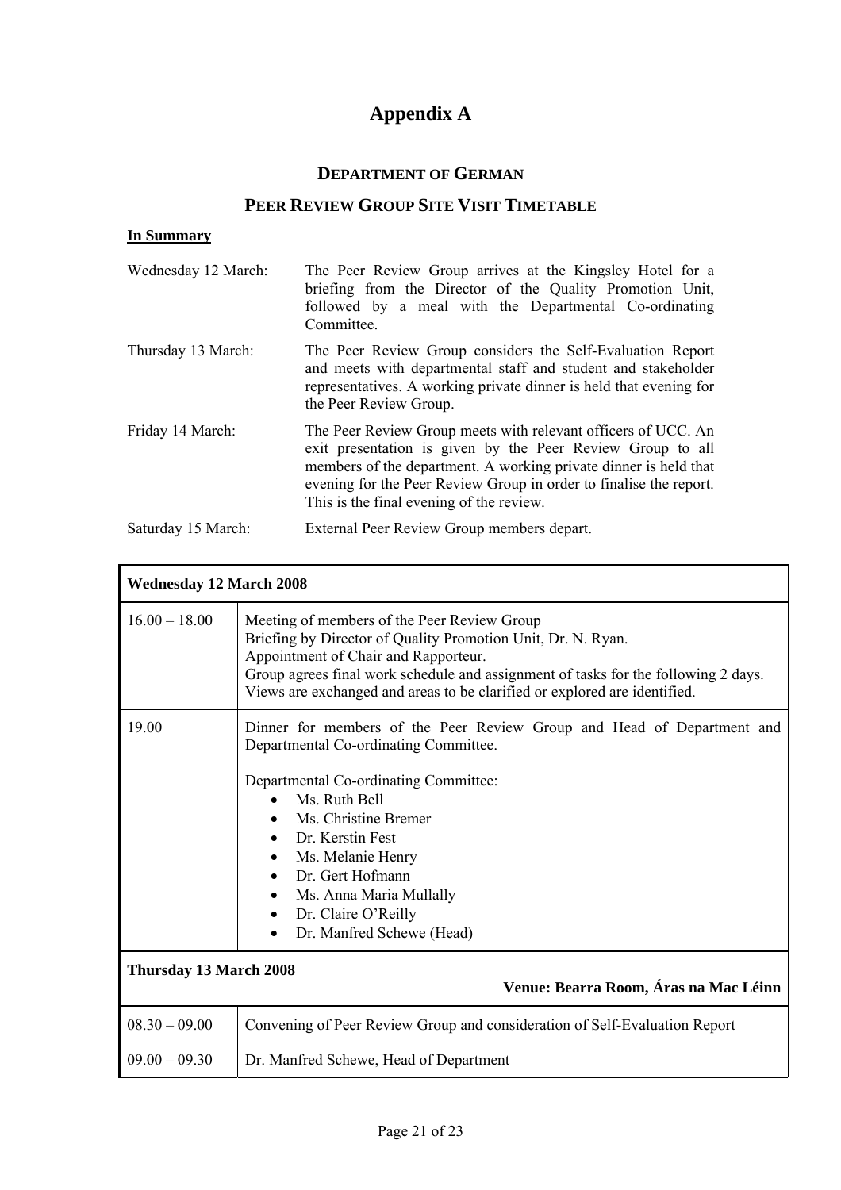# Appendix A

## DEPARTMENT OF GERMAN

## PEER REVIEW GROUP SITE VISIT TIMETABLE

**In Summary**

| | |
|---|---|
| Wednesday 12 March: | The Peer Review Group arrives at the Kingsley Hotel for a briefing from the Director of the Quality Promotion Unit, followed by a meal with the Departmental Co-ordinating Committee. |
| Thursday 13 March: | The Peer Review Group considers the Self-Evaluation Report and meets with departmental staff and student and stakeholder representatives. A working private dinner is held that evening for the Peer Review Group. |
| Friday 14 March: | The Peer Review Group meets with relevant officers of UCC. An exit presentation is given by the Peer Review Group to all members of the department. A working private dinner is held that evening for the Peer Review Group in order to finalise the report. This is the final evening of the review. |
| Saturday 15 March: | External Peer Review Group members depart. |

| **Wednesday 12 March 2008** | |
|---|---|
| 16.00 – 18.00 | Meeting of members of the Peer Review Group<br>Briefing by Director of Quality Promotion Unit, Dr. N. Ryan.<br>Appointment of Chair and Rapporteur.<br>Group agrees final work schedule and assignment of tasks for the following 2 days.<br>Views are exchanged and areas to be clarified or explored are identified. |
| 19.00 | Dinner for members of the Peer Review Group and Head of Department and Departmental Co-ordinating Committee.<br><br>Departmental Co-ordinating Committee:<br>• Ms. Ruth Bell<br>• Ms. Christine Bremer<br>• Dr. Kerstin Fest<br>• Ms. Melanie Henry<br>• Dr. Gert Hofmann<br>• Ms. Anna Maria Mullally<br>• Dr. Claire O'Reilly<br>• Dr. Manfred Schewe (Head) |
| **Thursday 13 March 2008** | **Venue: Bearra Room, Áras na Mac Léinn** |
| 08.30 – 09.00 | Convening of Peer Review Group and consideration of Self-Evaluation Report |
| 09.00 – 09.30 | Dr. Manfred Schewe, Head of Department |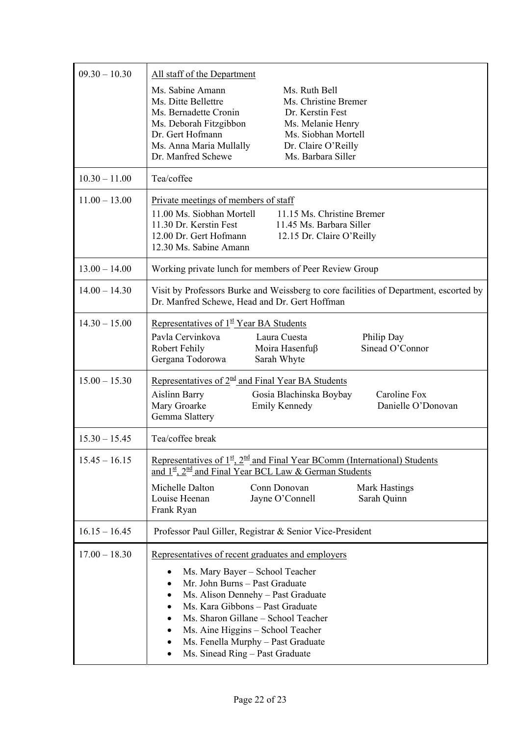| | |
|---|---|
| 09.30 – 10.30 | All staff of the Department<br>Ms. Sabine Amann, Ms. Ruth Bell, Ms. Ditte Bellettre, Ms. Christine Bremer, Ms. Bernadette Cronin, Dr. Kerstin Fest, Ms. Deborah Fitzgibbon, Ms. Melanie Henry, Dr. Gert Hofmann, Ms. Siobhan Mortell, Ms. Anna Maria Mullally, Dr. Claire O'Reilly, Dr. Manfred Schewe, Ms. Barbara Siller |
| 10.30 – 11.00 | Tea/coffee |
| 11.00 – 13.00 | Private meetings of members of staff<br>11.00 Ms. Siobhan Mortell<br>11.15 Ms. Christine Bremer<br>11.30 Dr. Kerstin Fest<br>11.45 Ms. Barbara Siller<br>12.00 Dr. Gert Hofmann<br>12.15 Dr. Claire O'Reilly<br>12.30 Ms. Sabine Amann |
| 13.00 – 14.00 | Working private lunch for members of Peer Review Group |
| 14.00 – 14.30 | Visit by Professors Burke and Weissberg to core facilities of Department, escorted by Dr. Manfred Schewe, Head and Dr. Gert Hoffman |
| 14.30 – 15.00 | Representatives of 1st Year BA Students<br>Pavla Cervinkova, Laura Cuesta, Philip Day, Robert Fehily, Moira Hasenfuβ, Sinead O'Connor, Gergana Todorowa, Sarah Whyte |
| 15.00 – 15.30 | Representatives of 2nd and Final Year BA Students<br>Aislinn Barry, Gosia Blachinska Boybay, Caroline Fox, Mary Groarke, Emily Kennedy, Danielle O'Donovan, Gemma Slattery |
| 15.30 – 15.45 | Tea/coffee break |
| 15.45 – 16.15 | Representatives of 1st, 2nd and Final Year BComm (International) Students and 1st, 2nd and Final Year BCL Law & German Students<br>Michelle Dalton, Conn Donovan, Mark Hastings, Louise Heenan, Jayne O'Connell, Sarah Quinn, Frank Ryan |
| 16.15 – 16.45 | Professor Paul Giller, Registrar & Senior Vice-President |
| 17.00 – 18.30 | Representatives of recent graduates and employers<br>• Ms. Mary Bayer – School Teacher<br>• Mr. John Burns – Past Graduate<br>• Ms. Alison Dennehy – Past Graduate<br>• Ms. Kara Gibbons – Past Graduate<br>• Ms. Sharon Gillane – School Teacher<br>• Ms. Aine Higgins – School Teacher<br>• Ms. Fenella Murphy – Past Graduate<br>• Ms. Sinead Ring – Past Graduate |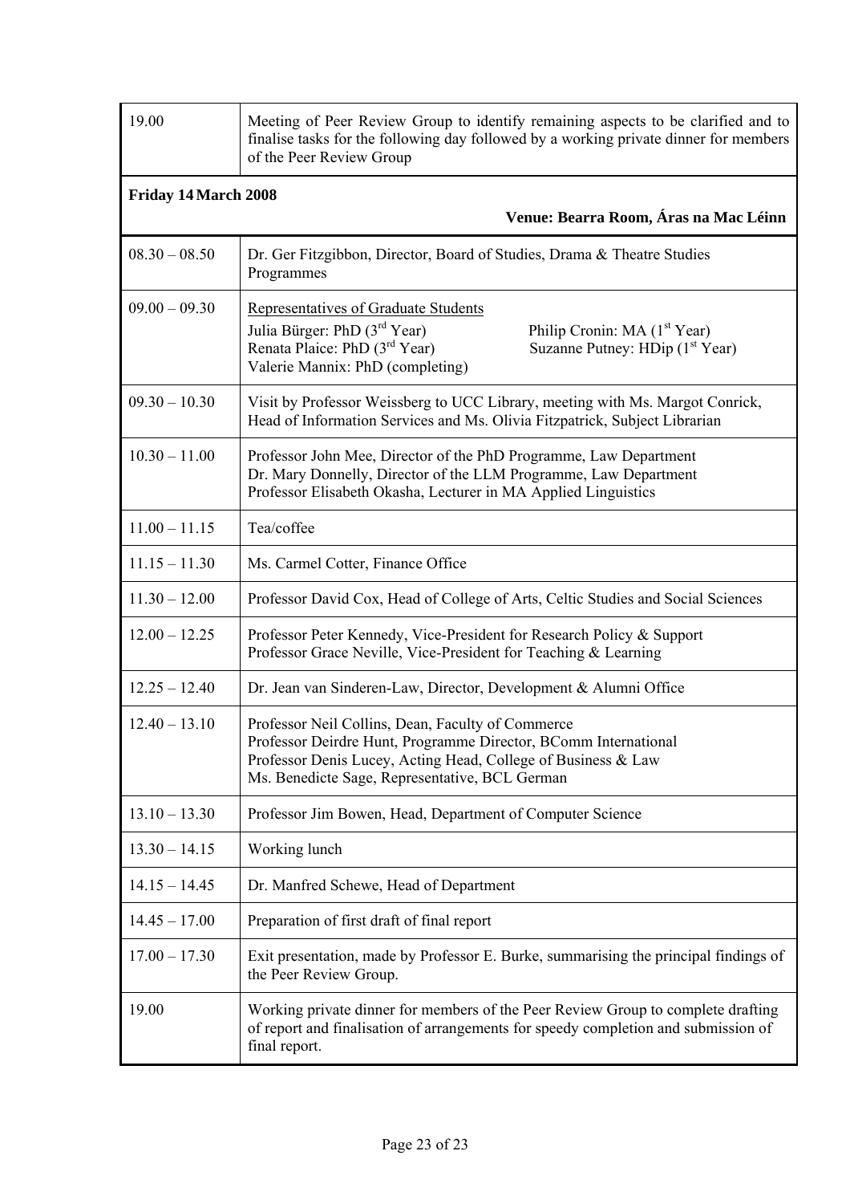| | |
|---|---|
| 19.00 | Meeting of Peer Review Group to identify remaining aspects to be clarified and to finalise tasks for the following day followed by a working private dinner for members of the Peer Review Group |
| **Friday 14 March 2008** | **Venue: Bearra Room, Áras na Mac Léinn** |
| 08.30 – 08.50 | Dr. Ger Fitzgibbon, Director, Board of Studies, Drama & Theatre Studies Programmes |
| 09.00 – 09.30 | Representatives of Graduate Students<br>Julia Bürger: PhD (3rd Year)<br>Renata Plaice: PhD (3rd Year)<br>Valerie Mannix: PhD (completing)<br>Philip Cronin: MA (1st Year)<br>Suzanne Putney: HDip (1st Year) |
| 09.30 – 10.30 | Visit by Professor Weissberg to UCC Library, meeting with Ms. Margot Conrick, Head of Information Services and Ms. Olivia Fitzpatrick, Subject Librarian |
| 10.30 – 11.00 | Professor John Mee, Director of the PhD Programme, Law Department<br>Dr. Mary Donnelly, Director of the LLM Programme, Law Department<br>Professor Elisabeth Okasha, Lecturer in MA Applied Linguistics |
| 11.00 – 11.15 | Tea/coffee |
| 11.15 – 11.30 | Ms. Carmel Cotter, Finance Office |
| 11.30 – 12.00 | Professor David Cox, Head of College of Arts, Celtic Studies and Social Sciences |
| 12.00 – 12.25 | Professor Peter Kennedy, Vice-President for Research Policy & Support<br>Professor Grace Neville, Vice-President for Teaching & Learning |
| 12.25 – 12.40 | Dr. Jean van Sinderen-Law, Director, Development & Alumni Office |
| 12.40 – 13.10 | Professor Neil Collins, Dean, Faculty of Commerce<br>Professor Deirdre Hunt, Programme Director, BComm International<br>Professor Denis Lucey, Acting Head, College of Business & Law<br>Ms. Benedicte Sage, Representative, BCL German |
| 13.10 – 13.30 | Professor Jim Bowen, Head, Department of Computer Science |
| 13.30 – 14.15 | Working lunch |
| 14.15 – 14.45 | Dr. Manfred Schewe, Head of Department |
| 14.45 – 17.00 | Preparation of first draft of final report |
| 17.00 – 17.30 | Exit presentation, made by Professor E. Burke, summarising the principal findings of the Peer Review Group. |
| 19.00 | Working private dinner for members of the Peer Review Group to complete drafting of report and finalisation of arrangements for speedy completion and submission of final report. |